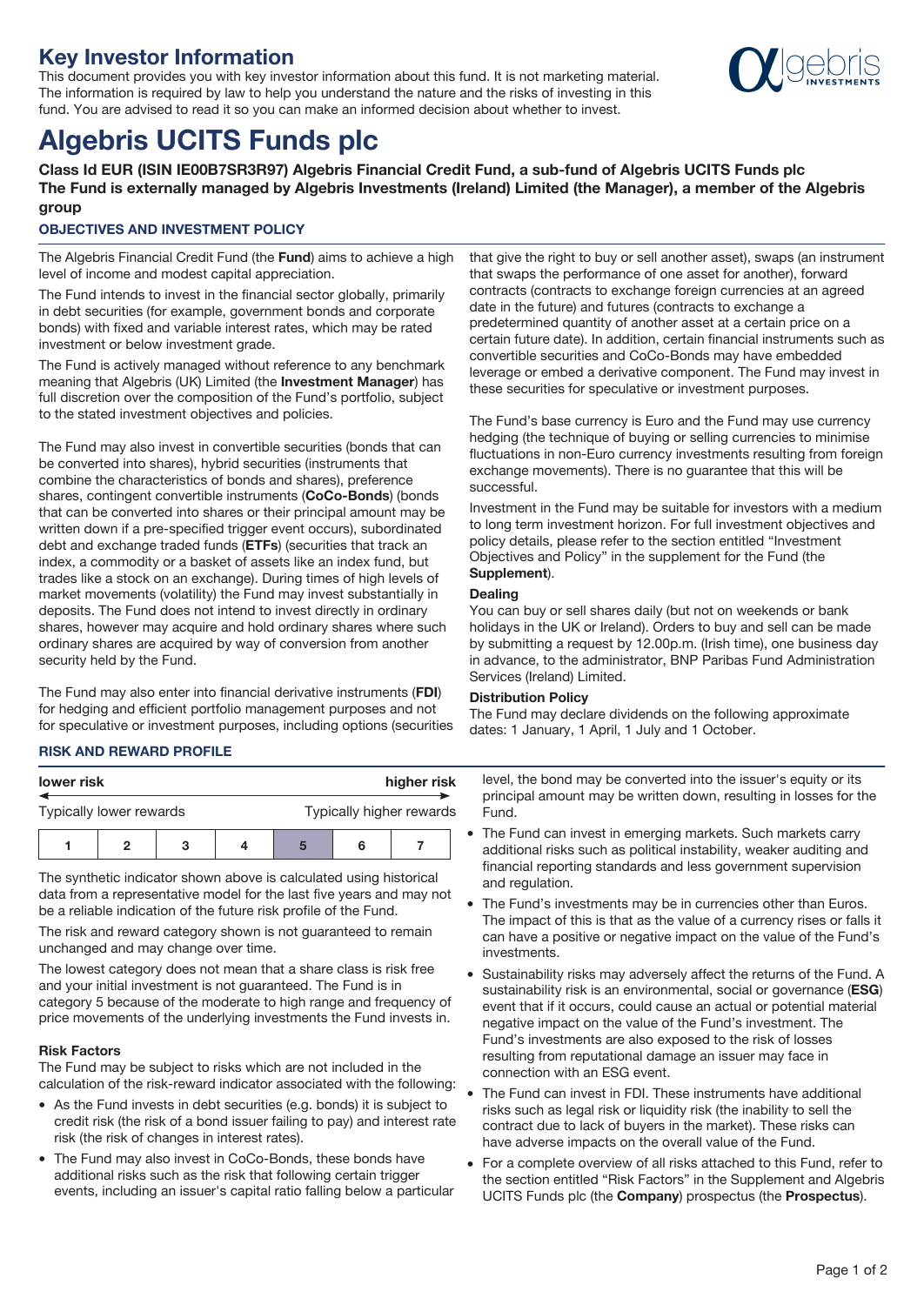# Key Investor Information

This document provides you with key investor information about this fund. It is not marketing material. The information is required by law to help you understand the nature and the risks of investing in this fund. You are advised to read it so you can make an informed decision about whether to invest.

# Algebris UCITS Funds plc

**Class Id EUR (ISIN IE00B7SR3R97) Algebris Financial Credit Fund, a sub-fund of Algebris UCITS Funds plc**
**The Fund is externally managed by Algebris Investments (Ireland) Limited (the Manager), a member of the Algebris group**

## OBJECTIVES AND INVESTMENT POLICY

The Algebris Financial Credit Fund (the **Fund**) aims to achieve a high level of income and modest capital appreciation.

The Fund intends to invest in the financial sector globally, primarily in debt securities (for example, government bonds and corporate bonds) with fixed and variable interest rates, which may be rated investment or below investment grade.

The Fund is actively managed without reference to any benchmark meaning that Algebris (UK) Limited (the **Investment Manager**) has full discretion over the composition of the Fund's portfolio, subject to the stated investment objectives and policies.

The Fund may also invest in convertible securities (bonds that can be converted into shares), hybrid securities (instruments that combine the characteristics of bonds and shares), preference shares, contingent convertible instruments (**CoCo-Bonds**) (bonds that can be converted into shares or their principal amount may be written down if a pre-specified trigger event occurs), subordinated debt and exchange traded funds (**ETFs**) (securities that track an index, a commodity or a basket of assets like an index fund, but trades like a stock on an exchange). During times of high levels of market movements (volatility) the Fund may invest substantially in deposits. The Fund does not intend to invest directly in ordinary shares, however may acquire and hold ordinary shares where such ordinary shares are acquired by way of conversion from another security held by the Fund.

The Fund may also enter into financial derivative instruments (**FDI**) for hedging and efficient portfolio management purposes and not for speculative or investment purposes, including options (securities that give the right to buy or sell another asset), swaps (an instrument that swaps the performance of one asset for another), forward contracts (contracts to exchange foreign currencies at an agreed date in the future) and futures (contracts to exchange a predetermined quantity of another asset at a certain price on a certain future date). In addition, certain financial instruments such as convertible securities and CoCo-Bonds may have embedded leverage or embed a derivative component. The Fund may invest in these securities for speculative or investment purposes.

The Fund's base currency is Euro and the Fund may use currency hedging (the technique of buying or selling currencies to minimise fluctuations in non-Euro currency investments resulting from foreign exchange movements). There is no guarantee that this will be successful.

Investment in the Fund may be suitable for investors with a medium to long term investment horizon. For full investment objectives and policy details, please refer to the section entitled "Investment Objectives and Policy" in the supplement for the Fund (the **Supplement**).

### Dealing

You can buy or sell shares daily (but not on weekends or bank holidays in the UK or Ireland). Orders to buy and sell can be made by submitting a request by 12.00p.m. (Irish time), one business day in advance, to the administrator, BNP Paribas Fund Administration Services (Ireland) Limited.

### Distribution Policy

The Fund may declare dividends on the following approximate dates: 1 January, 1 April, 1 July and 1 October.

## RISK AND REWARD PROFILE

| lower risk | | | | | | higher risk |
|---|---|---|---|---|---|---|
| Typically lower rewards | | | | | | Typically higher rewards |
| 1 | 2 | 3 | 4 | **5** | 6 | 7 |

The synthetic indicator shown above is calculated using historical data from a representative model for the last five years and may not be a reliable indication of the future risk profile of the Fund.

The risk and reward category shown is not guaranteed to remain unchanged and may change over time.

The lowest category does not mean that a share class is risk free and your initial investment is not guaranteed. The Fund is in category 5 because of the moderate to high range and frequency of price movements of the underlying investments the Fund invests in.

### Risk Factors

The Fund may be subject to risks which are not included in the calculation of the risk-reward indicator associated with the following:

- As the Fund invests in debt securities (e.g. bonds) it is subject to credit risk (the risk of a bond issuer failing to pay) and interest rate risk (the risk of changes in interest rates).
- The Fund may also invest in CoCo-Bonds, these bonds have additional risks such as the risk that following certain trigger events, including an issuer's capital ratio falling below a particular level, the bond may be converted into the issuer's equity or its principal amount may be written down, resulting in losses for the Fund.
- The Fund can invest in emerging markets. Such markets carry additional risks such as political instability, weaker auditing and financial reporting standards and less government supervision and regulation.
- The Fund's investments may be in currencies other than Euros. The impact of this is that as the value of a currency rises or falls it can have a positive or negative impact on the value of the Fund's investments.
- Sustainability risks may adversely affect the returns of the Fund. A sustainability risk is an environmental, social or governance (**ESG**) event that if it occurs, could cause an actual or potential material negative impact on the value of the Fund's investment. The Fund's investments are also exposed to the risk of losses resulting from reputational damage an issuer may face in connection with an ESG event.
- The Fund can invest in FDI. These instruments have additional risks such as legal risk or liquidity risk (the inability to sell the contract due to lack of buyers in the market). These risks can have adverse impacts on the overall value of the Fund.
- For a complete overview of all risks attached to this Fund, refer to the section entitled "Risk Factors" in the Supplement and Algebris UCITS Funds plc (the **Company**) prospectus (the **Prospectus**).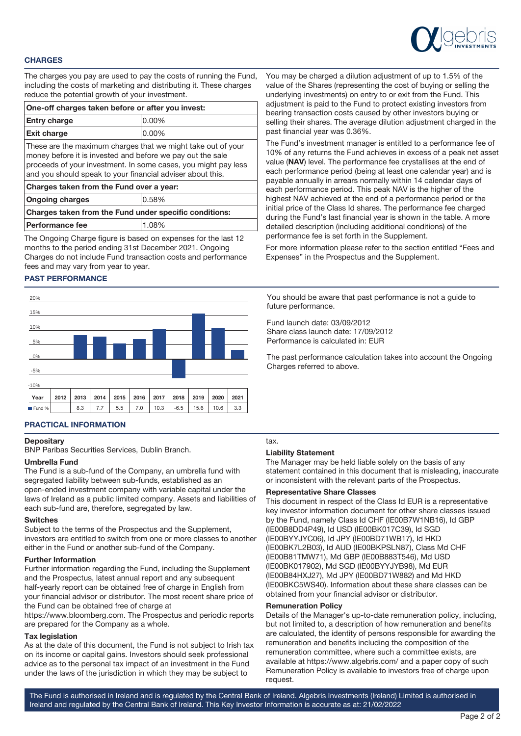## CHARGES

The charges you pay are used to pay the costs of running the Fund, including the costs of marketing and distributing it. These charges reduce the potential growth of your investment.

| One-off charges taken before or after you invest: | |
|---|---|
| **Entry charge** | 0.00% |
| **Exit charge** | 0.00% |
| These are the maximum charges that we might take out of your money before it is invested and before we pay out the sale proceeds of your investment. In some cases, you might pay less and you should speak to your financial adviser about this. | |
| **Charges taken from the Fund over a year:** | |
| **Ongoing charges** | 0.58% |
| **Charges taken from the Fund under specific conditions:** | |
| **Performance fee** | 1.08% |

The Ongoing Charge figure is based on expenses for the last 12 months to the period ending 31st December 2021. Ongoing Charges do not include Fund transaction costs and performance fees and may vary from year to year.

You may be charged a dilution adjustment of up to 1.5% of the value of the Shares (representing the cost of buying or selling the underlying investments) on entry to or exit from the Fund. This adjustment is paid to the Fund to protect existing investors from bearing transaction costs caused by other investors buying or selling their shares. The average dilution adjustment charged in the past financial year was 0.36%.

The Fund's investment manager is entitled to a performance fee of 10% of any returns the Fund achieves in excess of a peak net asset value (**NAV**) level. The performance fee crystallises at the end of each performance period (being at least one calendar year) and is payable annually in arrears normally within 14 calendar days of each performance period. This peak NAV is the higher of the highest NAV achieved at the end of a performance period or the initial price of the Class Id shares. The performance fee charged during the Fund's last financial year is shown in the table. A more detailed description (including additional conditions) of the performance fee is set forth in the Supplement.

For more information please refer to the section entitled "Fees and Expenses" in the Prospectus and the Supplement.

## PAST PERFORMANCE

20%
15%
10%
5%
0%
-5%
-10%

Year: 2012, 2013, 2014, 2015, 2016, 2017, 2018, 2019, 2020, 2021
Fund %: 8.3, 7.7, 5.5, 7.0, 10.3, -6.5, 15.6, 10.6, 3.3

You should be aware that past performance is not a guide to future performance.

Fund launch date: 03/09/2012
Share class launch date: 17/09/2012
Performance is calculated in: EUR

The past performance calculation takes into account the Ongoing Charges referred to above.

## PRACTICAL INFORMATION

**Depositary**

BNP Paribas Securities Services, Dublin Branch.

**Umbrella Fund**

The Fund is a sub-fund of the Company, an umbrella fund with segregated liability between sub-funds, established as an open-ended investment company with variable capital under the laws of Ireland as a public limited company. Assets and liabilities of each sub-fund are, therefore, segregated by law.

**Switches**

Subject to the terms of the Prospectus and the Supplement, investors are entitled to switch from one or more classes to another either in the Fund or another sub-fund of the Company.

**Further Information**

Further information regarding the Fund, including the Supplement and the Prospectus, latest annual report and any subsequent half-yearly report can be obtained free of charge in English from your financial advisor or distributor. The most recent share price of the Fund can be obtained free of charge at https://www.bloomberg.com. The Prospectus and periodic reports are prepared for the Company as a whole.

**Tax legislation**

As at the date of this document, the Fund is not subject to Irish tax on its income or capital gains. Investors should seek professional advice as to the personal tax impact of an investment in the Fund under the laws of the jurisdiction in which they may be subject to tax.

**Liability Statement**

The Manager may be held liable solely on the basis of any statement contained in this document that is misleading, inaccurate or inconsistent with the relevant parts of the Prospectus.

**Representative Share Classes**

This document in respect of the Class Id EUR is a representative key investor information document for other share classes issued by the Fund, namely Class Id CHF (IE00B7W1NB16), Id GBP (IE00B8DD4P49), Id USD (IE00BK017C39), Id SGD (IE00BYYJYC06), Id JPY (IE00BD71WB17), Id HKD (IE00BK7L2B03), Id AUD (IE00BKPSLN87), Class Md CHF (IE00B81TMW71), Md GBP (IE00B883T546), Md USD (IE00BK017902), Md SGD (IE00BYYJYB98), Md EUR (IE00B84HXJ27), Md JPY (IE00BD71W882) and Md HKD (IE00BKC5WS40). Information about these share classes can be obtained from your financial advisor or distributor.

**Remuneration Policy**

Details of the Manager's up-to-date remuneration policy, including, but not limited to, a description of how remuneration and benefits are calculated, the identity of persons responsible for awarding the remuneration and benefits including the composition of the remuneration committee, where such a committee exists, are available at https://www.algebris.com/ and a paper copy of such Remuneration Policy is available to investors free of charge upon request.

The Fund is authorised in Ireland and is regulated by the Central Bank of Ireland. Algebris Investments (Ireland) Limited is authorised in Ireland and regulated by the Central Bank of Ireland. This Key Investor Information is accurate as at: 21/02/2022